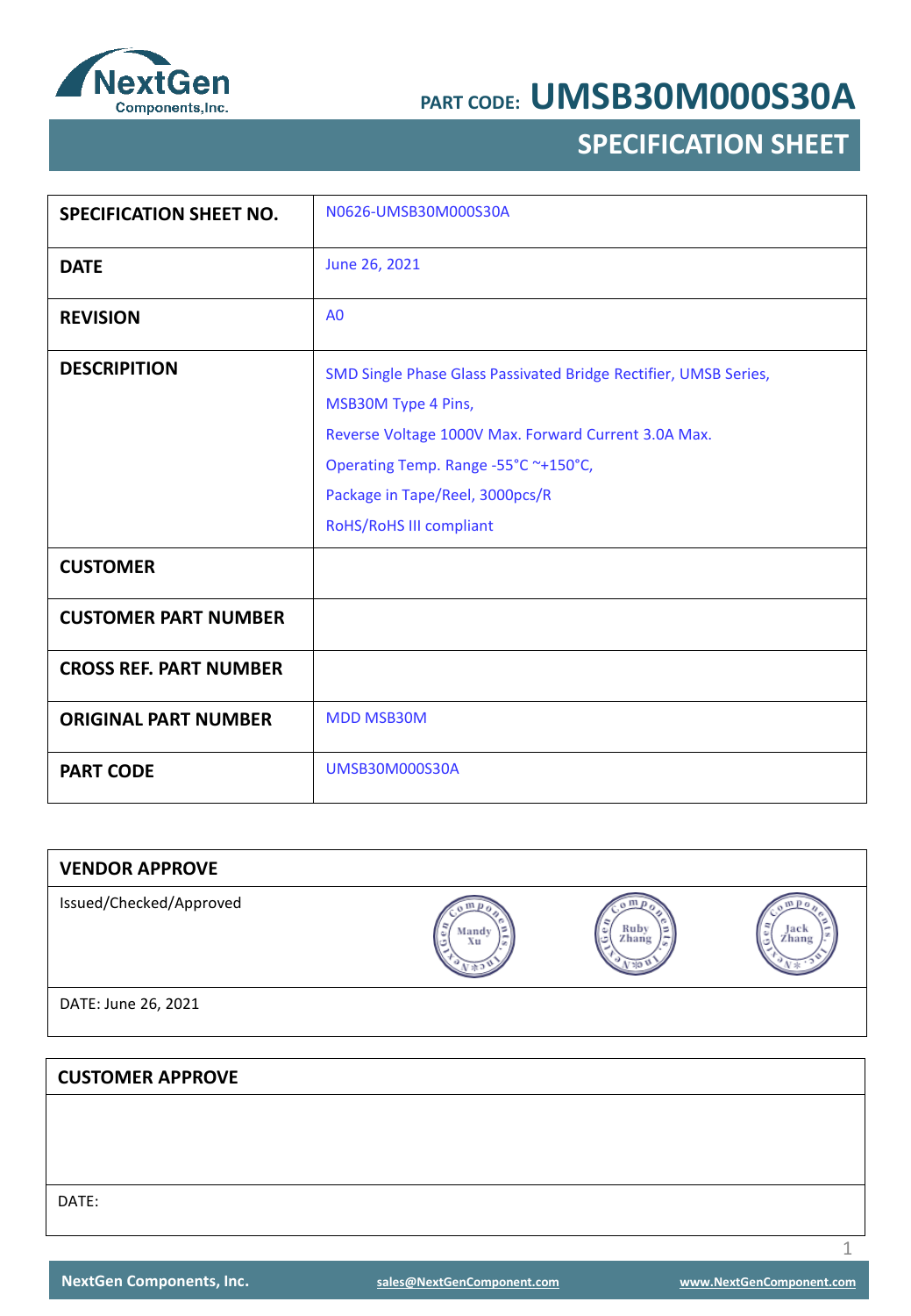PART CODE: **UMSB30M000S30A**

## SPECIFICATION SHEET

| | |
|---|---|
| **SPECIFICATION SHEET NO.** | N0626-UMSB30M000S30A |
| **DATE** | June 26, 2021 |
| **REVISION** | A0 |
| **DESCRIPITION** | SMD Single Phase Glass Passivated Bridge Rectifier, UMSB Series,<br>MSB30M Type 4 Pins,<br>Reverse Voltage 1000V Max. Forward Current 3.0A Max.<br>Operating Temp. Range -55°C ~+150°C,<br>Package in Tape/Reel, 3000pcs/R<br>RoHS/RoHS III compliant |
| **CUSTOMER** | |
| **CUSTOMER PART NUMBER** | |
| **CROSS REF. PART NUMBER** | |
| **ORIGINAL PART NUMBER** | MDD MSB30M |
| **PART CODE** | UMSB30M000S30A |

| **VENDOR APPROVE** | | | |
|---|---|---|---|
| Issued/Checked/Approved | Mandy Xu | Ruby Zhang | Jack Zhang |
| DATE: June 26, 2021 | | | |

| **CUSTOMER APPROVE** |
|---|
| |
| DATE: |

NextGen Components, Inc. | sales@NextGenComponent.com | www.NextGenComponent.com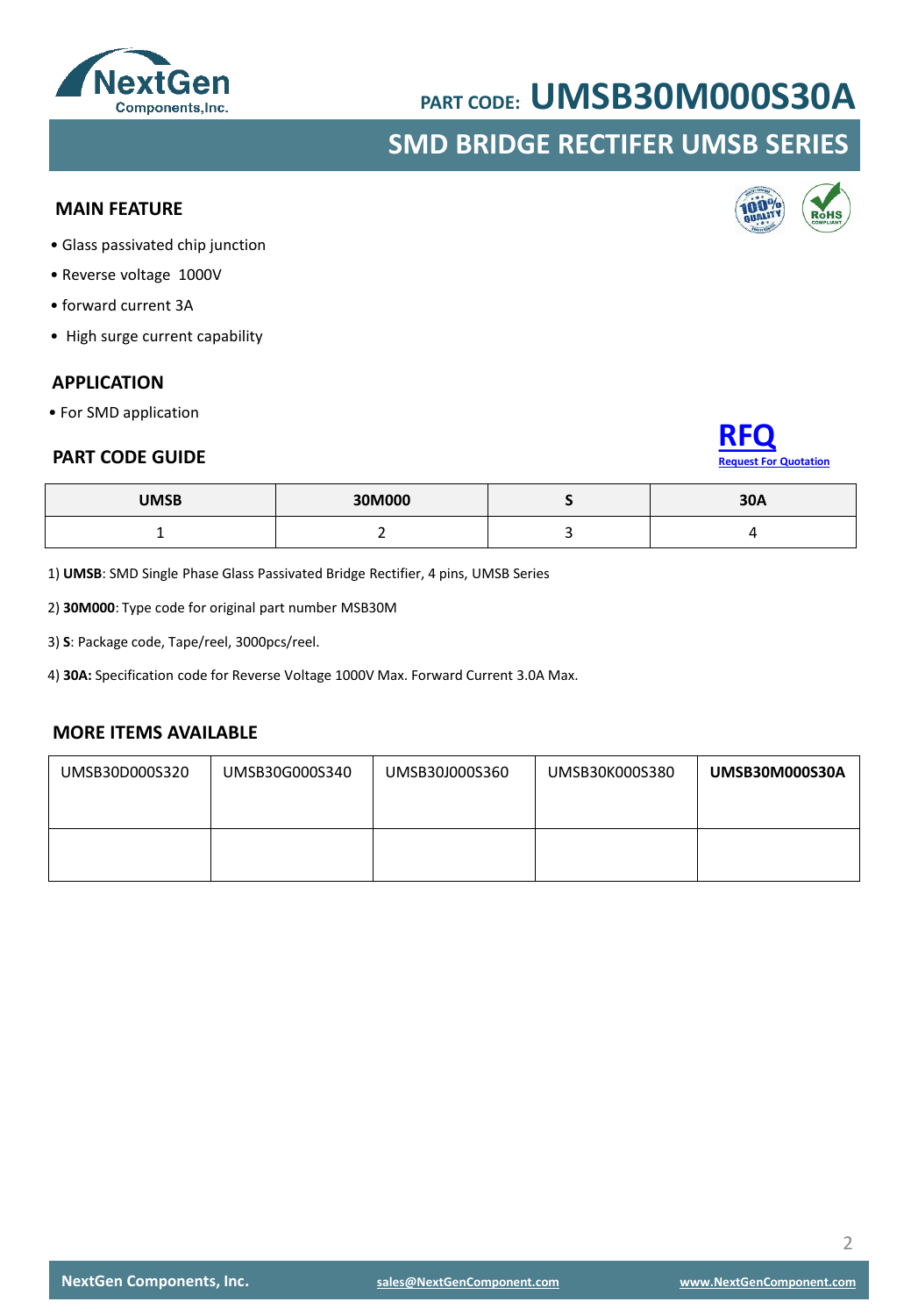PART CODE: **UMSB30M000S30A**

## SMD BRIDGE RECTIFER UMSB SERIES

### MAIN FEATURE

- Glass passivated chip junction
- Reverse voltage 1000V
- forward current 3A
- High surge current capability

### APPLICATION

- For SMD application

### PART CODE GUIDE

**RFQ**
Request For Quotation

| UMSB | 30M000 | S | 30A |
|---|---|---|---|
| 1 | 2 | 3 | 4 |

1) **UMSB**: SMD Single Phase Glass Passivated Bridge Rectifier, 4 pins, UMSB Series

2) **30M000**: Type code for original part number MSB30M

3) **S**: Package code, Tape/reel, 3000pcs/reel.

4) **30A:** Specification code for Reverse Voltage 1000V Max. Forward Current 3.0A Max.

### MORE ITEMS AVAILABLE

| UMSB30D000S320 | UMSB30G000S340 | UMSB30J000S360 | UMSB30K000S380 | **UMSB30M000S30A** |
|---|---|---|---|---|
| | | | | |

NextGen Components, Inc. | sales@NextGenComponent.com | www.NextGenComponent.com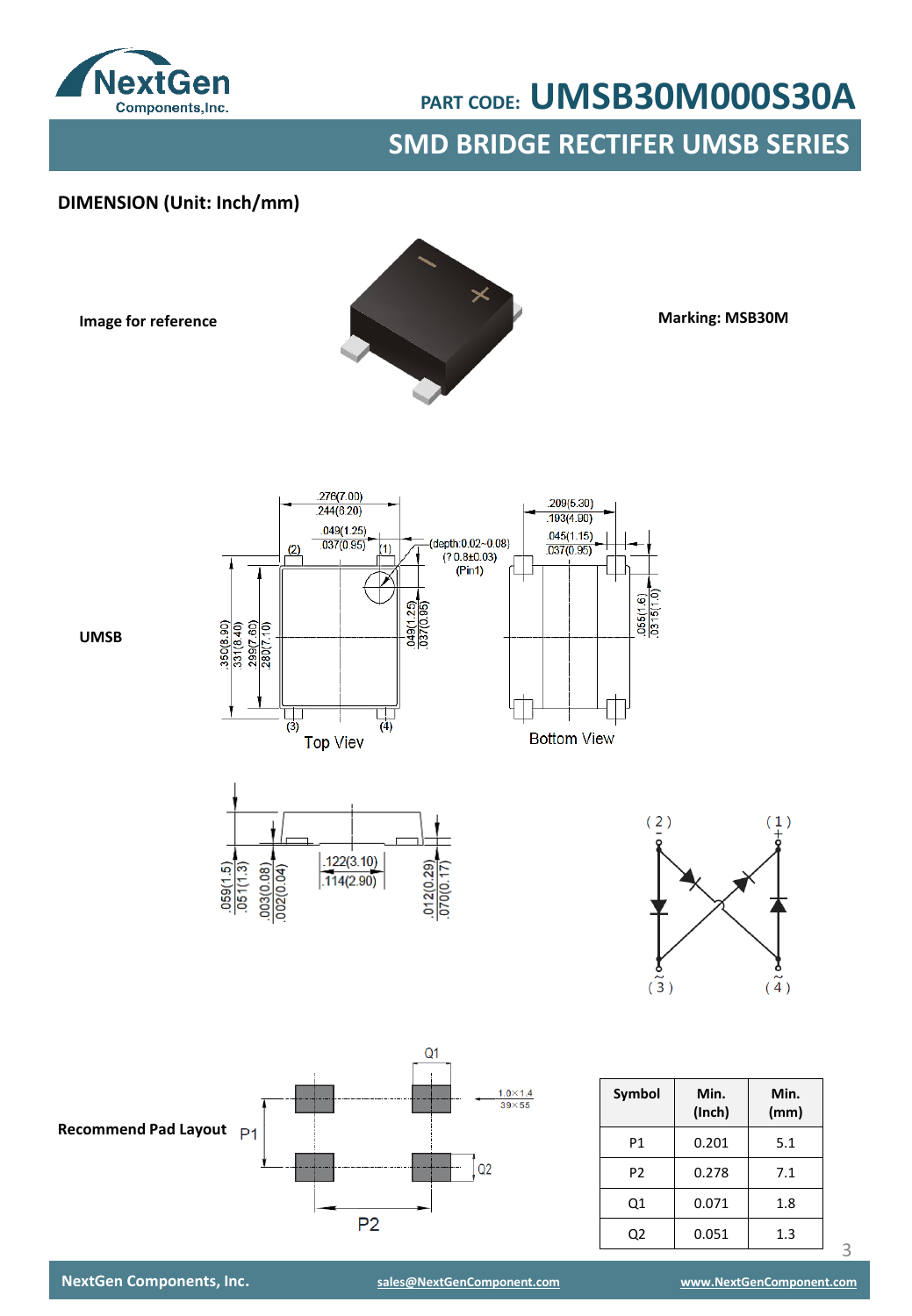PART CODE: **UMSB30M000S30A**

## SMD BRIDGE RECTIFER UMSB SERIES

### DIMENSION (Unit: Inch/mm)

**Image for reference**

**Marking: MSB30M**

**UMSB**

Top Viev

Bottom View

**Recommend Pad Layout**

| Symbol | Min. (Inch) | Min. (mm) |
|---|---|---|
| P1 | 0.201 | 5.1 |
| P2 | 0.278 | 7.1 |
| Q1 | 0.071 | 1.8 |
| Q2 | 0.051 | 1.3 |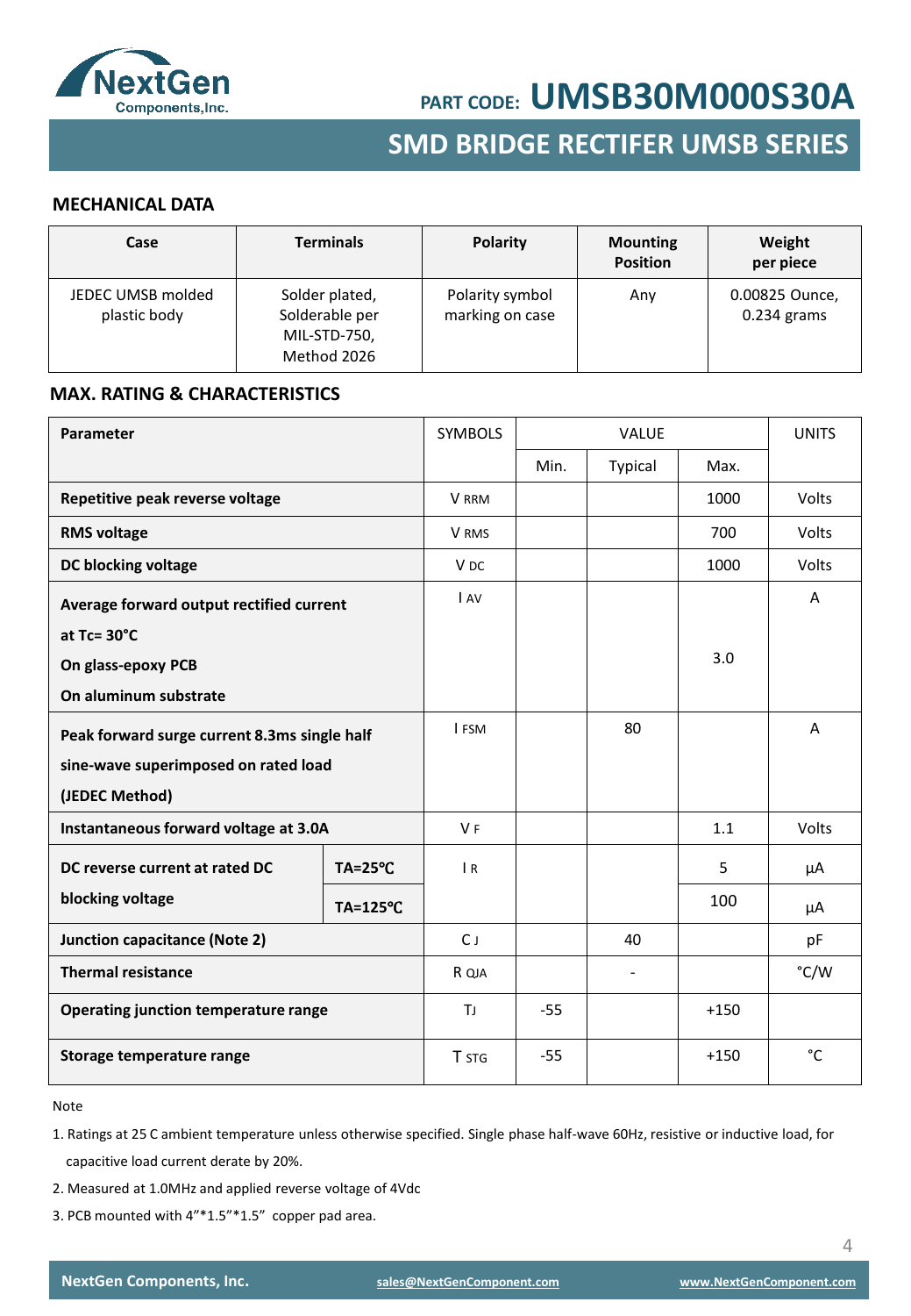# PART CODE: UMSB30M000S30A

## SMD BRIDGE RECTIFER UMSB SERIES

### MECHANICAL DATA

| Case | Terminals | Polarity | Mounting Position | Weight per piece |
|---|---|---|---|---|
| JEDEC UMSB molded plastic body | Solder plated, Solderable per MIL-STD-750, Method 2026 | Polarity symbol marking on case | Any | 0.00825 Ounce, 0.234 grams |

### MAX. RATING & CHARACTERISTICS

| Parameter | | SYMBOLS | VALUE | | | UNITS |
|---|---|---|---|---|---|---|
| | | | Min. | Typical | Max. | |
| **Repetitive peak reverse voltage** | | $V_{RRM}$ | | | 1000 | Volts |
| **RMS voltage** | | $V_{RMS}$ | | | 700 | Volts |
| **DC blocking voltage** | | $V_{DC}$ | | | 1000 | Volts |
| **Average forward output rectified current at Tc= 30°C On glass-epoxy PCB On aluminum substrate** | | $I_{AV}$ | | | 3.0 | A |
| **Peak forward surge current 8.3ms single half sine-wave superimposed on rated load (JEDEC Method)** | | $I_{FSM}$ | | 80 | | A |
| **Instantaneous forward voltage at 3.0A** | | $V_F$ | | | 1.1 | Volts |
| **DC reverse current at rated DC blocking voltage** | **TA=25℃** | $I_R$ | | | 5 | µA |
| | **TA=125℃** | | | | 100 | µA |
| **Junction capacitance (Note 2)** | | $C_J$ | | 40 | | pF |
| **Thermal resistance** | | $R_{QJA}$ | | - | | °C/W |
| **Operating junction temperature range** | | $T_J$ | -55 | | +150 | |
| **Storage temperature range** | | $T_{STG}$ | -55 | | +150 | °C |

Note

1. Ratings at 25 C ambient temperature unless otherwise specified. Single phase half-wave 60Hz, resistive or inductive load, for capacitive load current derate by 20%.
2. Measured at 1.0MHz and applied reverse voltage of 4Vdc
3. PCB mounted with 4"*1.5"*1.5" copper pad area.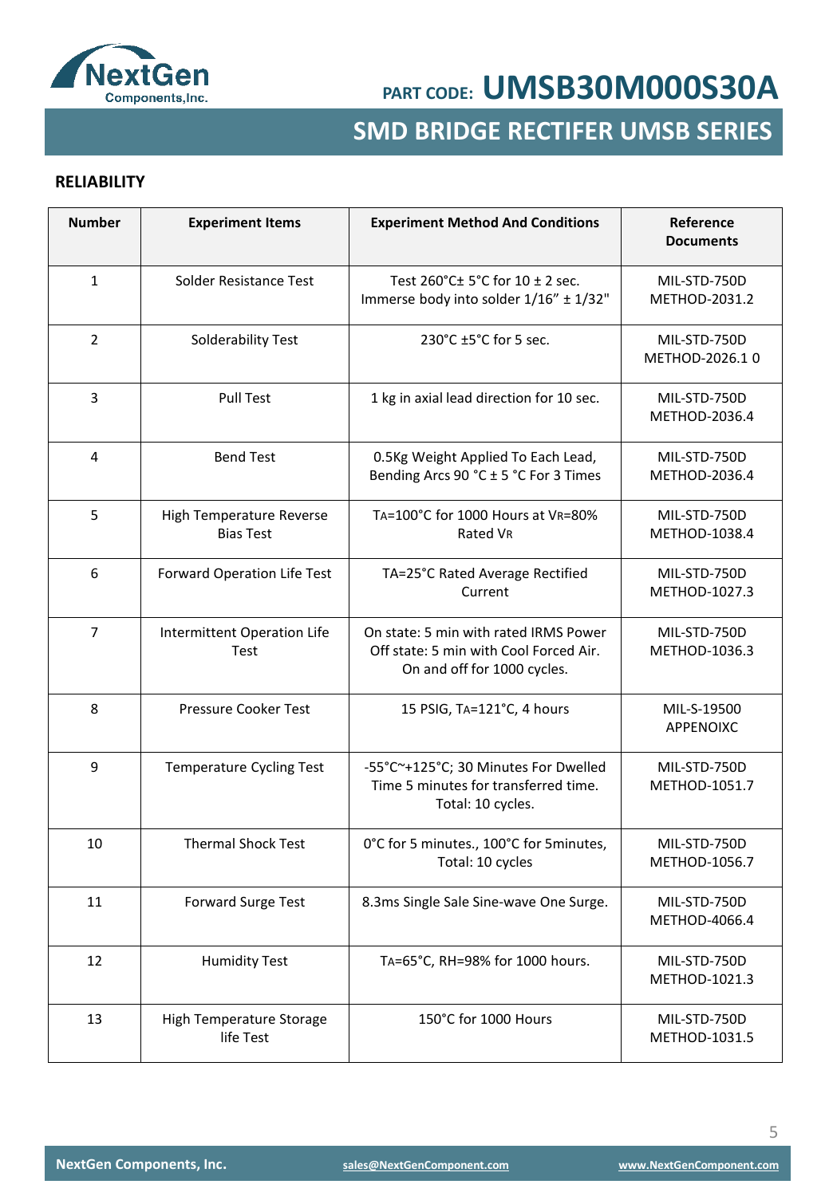## RELIABILITY

| Number | Experiment Items | Experiment Method And Conditions | Reference Documents |
|---|---|---|---|
| 1 | Solder Resistance Test | Test 260°C± 5°C for 10 ± 2 sec. Immerse body into solder 1/16" ± 1/32" | MIL-STD-750D METHOD-2031.2 |
| 2 | Solderability Test | 230°C ±5°C for 5 sec. | MIL-STD-750D METHOD-2026.1 0 |
| 3 | Pull Test | 1 kg in axial lead direction for 10 sec. | MIL-STD-750D METHOD-2036.4 |
| 4 | Bend Test | 0.5Kg Weight Applied To Each Lead, Bending Arcs 90 °C ± 5 °C For 3 Times | MIL-STD-750D METHOD-2036.4 |
| 5 | High Temperature Reverse Bias Test | $T_A$=100°C for 1000 Hours at $V_R$=80% Rated $V_R$ | MIL-STD-750D METHOD-1038.4 |
| 6 | Forward Operation Life Test | TA=25°C Rated Average Rectified Current | MIL-STD-750D METHOD-1027.3 |
| 7 | Intermittent Operation Life Test | On state: 5 min with rated IRMS Power Off state: 5 min with Cool Forced Air. On and off for 1000 cycles. | MIL-STD-750D METHOD-1036.3 |
| 8 | Pressure Cooker Test | 15 PSIG, $T_A$=121°C, 4 hours | MIL-S-19500 APPENOIXC |
| 9 | Temperature Cycling Test | -55°C~+125°C; 30 Minutes For Dwelled Time 5 minutes for transferred time. Total: 10 cycles. | MIL-STD-750D METHOD-1051.7 |
| 10 | Thermal Shock Test | 0°C for 5 minutes., 100°C for 5minutes, Total: 10 cycles | MIL-STD-750D METHOD-1056.7 |
| 11 | Forward Surge Test | 8.3ms Single Sale Sine-wave One Surge. | MIL-STD-750D METHOD-4066.4 |
| 12 | Humidity Test | $T_A$=65°C, RH=98% for 1000 hours. | MIL-STD-750D METHOD-1021.3 |
| 13 | High Temperature Storage life Test | 150°C for 1000 Hours | MIL-STD-750D METHOD-1031.5 |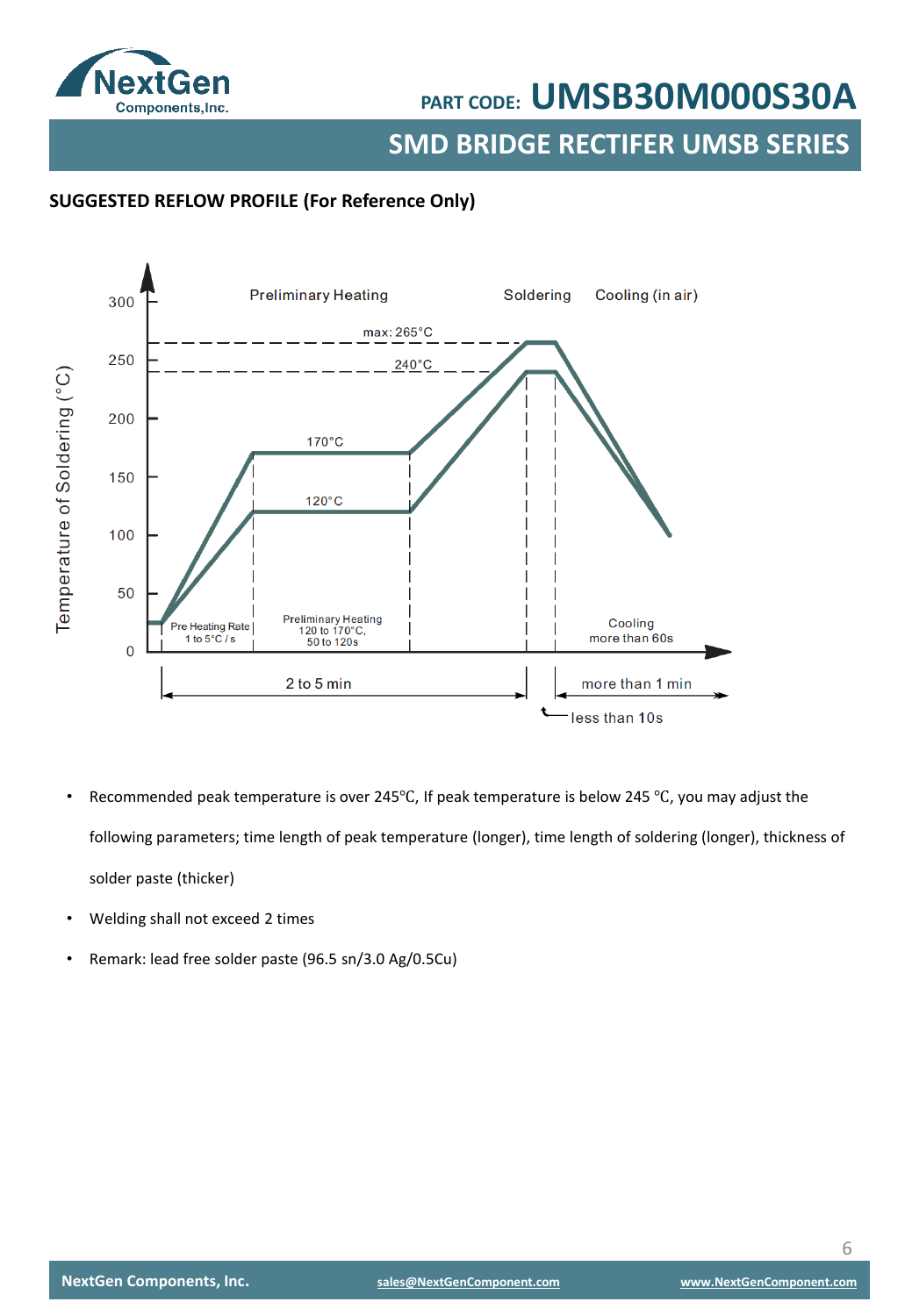## SUGGESTED REFLOW PROFILE (For Reference Only)

- Recommended peak temperature is over 245℃, If peak temperature is below 245 ℃, you may adjust the following parameters; time length of peak temperature (longer), time length of soldering (longer), thickness of solder paste (thicker)
- Welding shall not exceed 2 times
- Remark: lead free solder paste (96.5 sn/3.0 Ag/0.5Cu)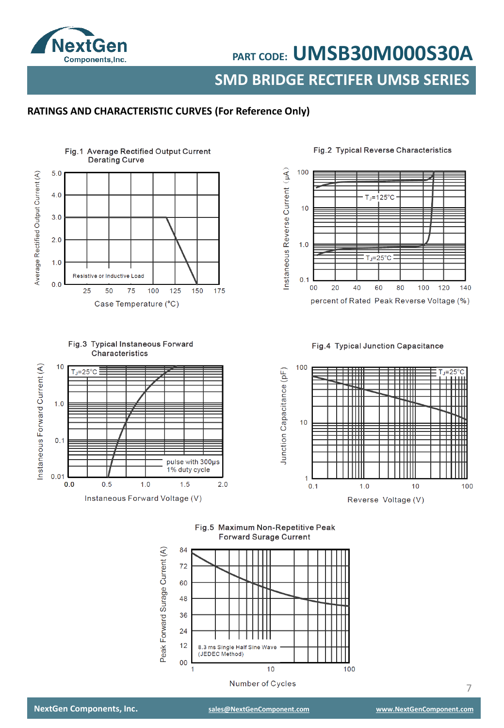PART CODE: **UMSB30M000S30A**

## SMD BRIDGE RECTIFER UMSB SERIES

### RATINGS AND CHARACTERISTIC CURVES (For Reference Only)

**Fig.1 Average Rectified Output Current Derating Curve**

Y-axis: Average Rectified Output Current (A) — 0.0, 1.0, 2.0, 3.0, 4.0, 5.0

X-axis: Case Temperature (°C) — 25, 50, 75, 100, 125, 150, 175

Resistive or Inductive Load

**Fig.2 Typical Reverse Characteristics**

Y-axis: Instaneous Reverse Current (μA) — 0.1, 1.0, 10, 100

X-axis: percent of Rated Peak Reverse Voltage (%) — 00, 20, 40, 60, 80, 100, 120, 140

$T_J$=125°C

$T_J$=25°C

**Fig.3 Typical Instaneous Forward Characteristics**

Y-axis: Instaneous Forward Current (A) — 0.01, 0.1, 1.0, 10

X-axis: Instaneous Forward Voltage (V) — 0.0, 0.5, 1.0, 1.5, 2.0

$T_J$=25°C

pulse with 300μs 1% duty cycle

**Fig.4 Typical Junction Capacitance**

Y-axis: Junction Capacitance (pF) — 1, 10, 100

X-axis: Reverse Voltage (V) — 0.1, 1.0, 10, 100

$T_J$=25°C

**Fig.5 Maximum Non-Repetitive Peak Forward Surage Current**

Y-axis: Peak Forward Surage Current (A) — 00, 12, 24, 36, 48, 60, 72, 84

X-axis: Number of Cycles — 1, 10, 100

8.3 ms Single Half Sine Wave (JEDEC Method)

NextGen Components, Inc. | sales@NextGenComponent.com | www.NextGenComponent.com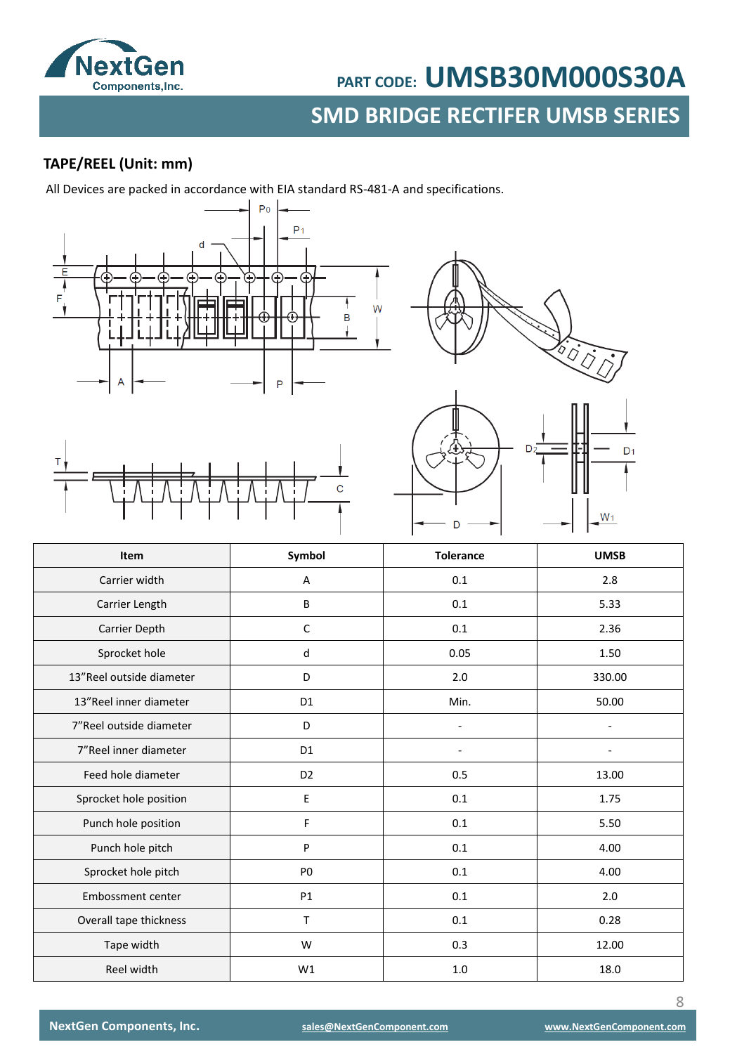## TAPE/REEL (Unit: mm)

All Devices are packed in accordance with EIA standard RS-481-A and specifications.

| Item | Symbol | Tolerance | UMSB |
|---|---|---|---|
| Carrier width | A | 0.1 | 2.8 |
| Carrier Length | B | 0.1 | 5.33 |
| Carrier Depth | C | 0.1 | 2.36 |
| Sprocket hole | d | 0.05 | 1.50 |
| 13"Reel outside diameter | D | 2.0 | 330.00 |
| 13"Reel inner diameter | D1 | Min. | 50.00 |
| 7"Reel outside diameter | D | - | - |
| 7"Reel inner diameter | D1 | - | - |
| Feed hole diameter | D2 | 0.5 | 13.00 |
| Sprocket hole position | E | 0.1 | 1.75 |
| Punch hole position | F | 0.1 | 5.50 |
| Punch hole pitch | P | 0.1 | 4.00 |
| Sprocket hole pitch | P0 | 0.1 | 4.00 |
| Embossment center | P1 | 0.1 | 2.0 |
| Overall tape thickness | T | 0.1 | 0.28 |
| Tape width | W | 0.3 | 12.00 |
| Reel width | W1 | 1.0 | 18.0 |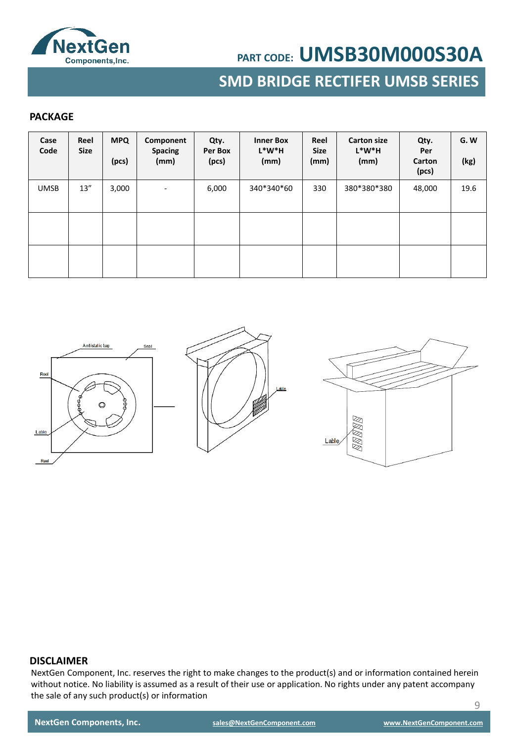## PACKAGE

| Case Code | Reel Size | MPQ (pcs) | Component Spacing (mm) | Qty. Per Box (pcs) | Inner Box L*W*H (mm) | Reel Size (mm) | Carton size L*W*H (mm) | Qty. Per Carton (pcs) | G. W (kg) |
|---|---|---|---|---|---|---|---|---|---|
| UMSB | 13” | 3,000 | - | 6,000 | 340*340*60 | 330 | 380*380*380 | 48,000 | 19.6 |
| | | | | | | | | | |
| | | | | | | | | | |

Antistatic bag
Seal
Reel
Lable
Reel
Lable
Lable

## DISCLAIMER

NextGen Component, Inc. reserves the right to make changes to the product(s) and or information contained herein without notice. No liability is assumed as a result of their use or application. No rights under any patent accompany the sale of any such product(s) or information